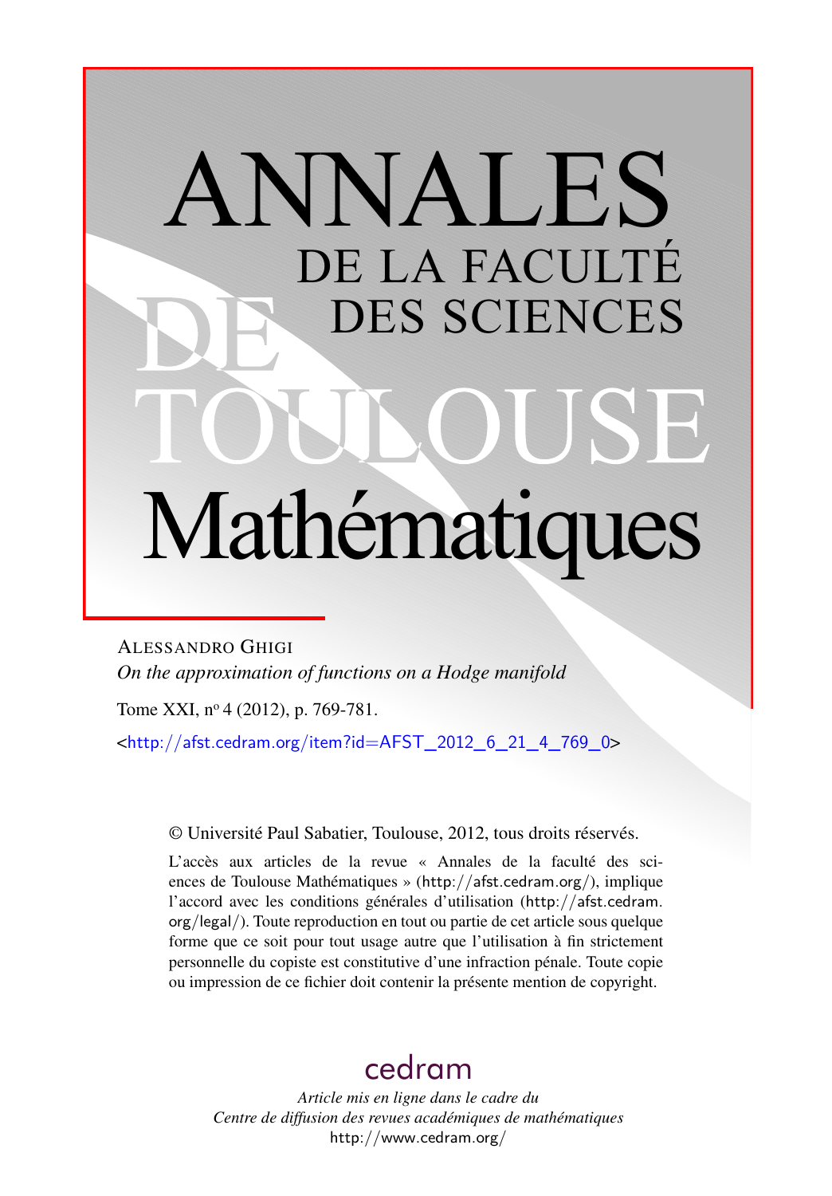# ANNALES DE LA FACULTÉ DES SCIENCES DE TOULOUSE Mathématiques

ALESSANDRO GHIGI

*On the approximation of functions on a Hodge manifold*

Tome XXI, nº 4 (2012), p. 769-781.

<http://afst.cedram.org/item?id=AFST_2012_6_21_4_769_0>

© Université Paul Sabatier, Toulouse, 2012, tous droits réservés.

L'accès aux articles de la revue « Annales de la faculté des sciences de Toulouse Mathématiques » (http://afst.cedram.org/), implique l'accord avec les conditions générales d'utilisation (http://afst.cedram.org/legal/). Toute reproduction en tout ou partie de cet article sous quelque forme que ce soit pour tout usage autre que l'utilisation à fin strictement personnelle du copiste est constitutive d'une infraction pénale. Toute copie ou impression de ce fichier doit contenir la présente mention de copyright.

cedram

*Article mis en ligne dans le cadre du Centre de diffusion des revues académiques de mathématiques*

http://www.cedram.org/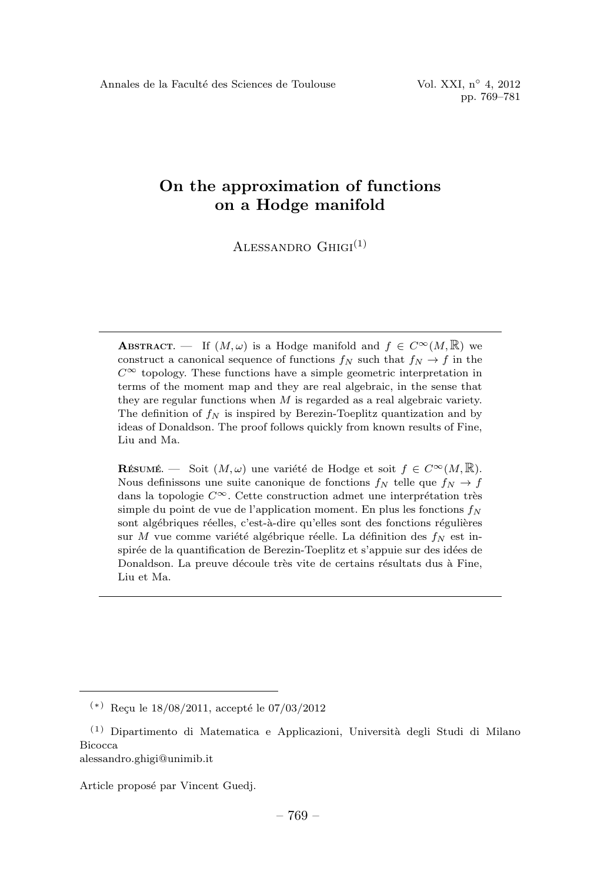# On the approximation of functions on a Hodge manifold

Alessandro Ghigi[(1)]

**Abstract.** — If $(M, \omega)$ is a Hodge manifold and $f \in C^\infty(M, \mathbb{R})$ we construct a canonical sequence of functions $f_N$ such that $f_N \to f$ in the $C^\infty$ topology. These functions have a simple geometric interpretation in terms of the moment map and they are real algebraic, in the sense that they are regular functions when $M$ is regarded as a real algebraic variety. The definition of $f_N$ is inspired by Berezin-Toeplitz quantization and by ideas of Donaldson. The proof follows quickly from known results of Fine, Liu and Ma.

**Résumé.** — Soit $(M, \omega)$ une variété de Hodge et soit $f \in C^\infty(M, \mathbb{R})$. Nous definissons une suite canonique de fonctions $f_N$ telle que $f_N \to f$ dans la topologie $C^\infty$. Cette construction admet une interprétation très simple du point de vue de l'application moment. En plus les fonctions $f_N$ sont algébriques réelles, c'est-à-dire qu'elles sont des fonctions régulières sur $M$ vue comme variété algébrique réelle. La définition des $f_N$ est inspirée de la quantification de Berezin-Toeplitz et s'appuie sur des idées de Donaldson. La preuve découle très vite de certains résultats dus à Fine, Liu et Ma.

---

(*) Reçu le 18/08/2011, accepté le 07/03/2012

(1) Dipartimento di Matematica e Applicazioni, Università degli Studi di Milano Bicocca
alessandro.ghigi@unimib.it

Article proposé par Vincent Guedj.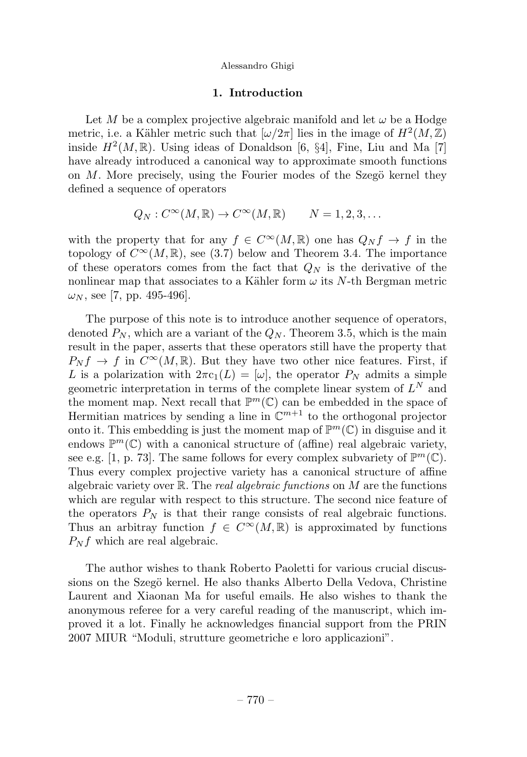## 1. Introduction

Let $M$ be a complex projective algebraic manifold and let $\omega$ be a Hodge metric, i.e. a Kähler metric such that $[\omega/2\pi]$ lies in the image of $H^2(M,\mathbb{Z})$ inside $H^2(M,\mathbb{R})$. Using ideas of Donaldson [6, §4], Fine, Liu and Ma [7] have already introduced a canonical way to approximate smooth functions on $M$. More precisely, using the Fourier modes of the Szegö kernel they defined a sequence of operators

$$Q_N : C^\infty(M,\mathbb{R}) \to C^\infty(M,\mathbb{R}) \qquad N = 1, 2, 3, \dots$$

with the property that for any $f \in C^\infty(M,\mathbb{R})$ one has $Q_N f \to f$ in the topology of $C^\infty(M,\mathbb{R})$, see (3.7) below and Theorem 3.4. The importance of these operators comes from the fact that $Q_N$ is the derivative of the nonlinear map that associates to a Kähler form $\omega$ its $N$-th Bergman metric $\omega_N$, see [7, pp. 495-496].

The purpose of this note is to introduce another sequence of operators, denoted $P_N$, which are a variant of the $Q_N$. Theorem 3.5, which is the main result in the paper, asserts that these operators still have the property that $P_N f \to f$ in $C^\infty(M,\mathbb{R})$. But they have two other nice features. First, if $L$ is a polarization with $2\pi c_1(L) = [\omega]$, the operator $P_N$ admits a simple geometric interpretation in terms of the complete linear system of $L^N$ and the moment map. Next recall that $\mathbb{P}^m(\mathbb{C})$ can be embedded in the space of Hermitian matrices by sending a line in $\mathbb{C}^{m+1}$ to the orthogonal projector onto it. This embedding is just the moment map of $\mathbb{P}^m(\mathbb{C})$ in disguise and it endows $\mathbb{P}^m(\mathbb{C})$ with a canonical structure of (affine) real algebraic variety, see e.g. [1, p. 73]. The same follows for every complex subvariety of $\mathbb{P}^m(\mathbb{C})$. Thus every complex projective variety has a canonical structure of affine algebraic variety over $\mathbb{R}$. The *real algebraic functions* on $M$ are the functions which are regular with respect to this structure. The second nice feature of the operators $P_N$ is that their range consists of real algebraic functions. Thus an arbitray function $f \in C^\infty(M,\mathbb{R})$ is approximated by functions $P_N f$ which are real algebraic.

The author wishes to thank Roberto Paoletti for various crucial discussions on the Szegö kernel. He also thanks Alberto Della Vedova, Christine Laurent and Xiaonan Ma for useful emails. He also wishes to thank the anonymous referee for a very careful reading of the manuscript, which improved it a lot. Finally he acknowledges financial support from the PRIN 2007 MIUR "Moduli, strutture geometriche e loro applicazioni".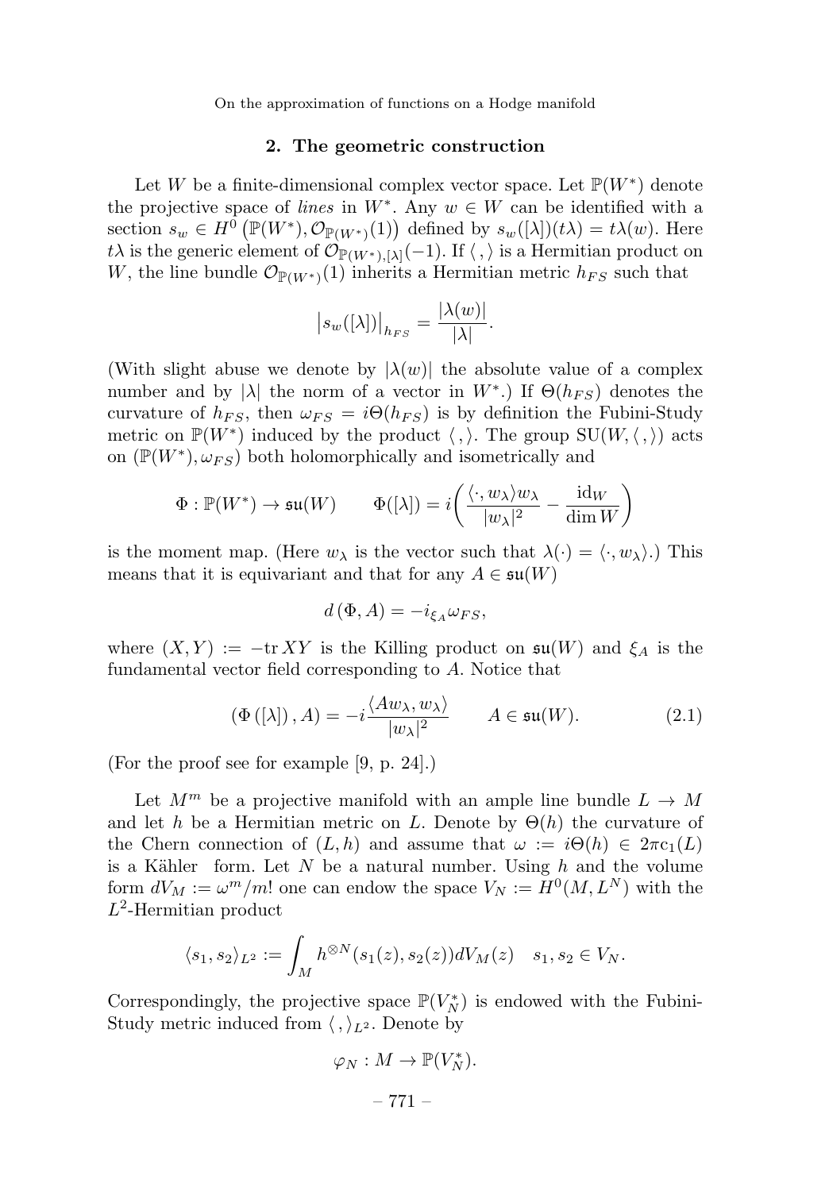## 2. The geometric construction

Let $W$ be a finite-dimensional complex vector space. Let $\mathbb{P}(W^*)$ denote the projective space of *lines* in $W^*$. Any $w \in W$ can be identified with a section $s_w \in H^0\left(\mathbb{P}(W^*), \mathcal{O}_{\mathbb{P}(W^*)}(1)\right)$ defined by $s_w([\lambda])(t\lambda) = t\lambda(w)$. Here $t\lambda$ is the generic element of $\mathcal{O}_{\mathbb{P}(W^*),[\lambda]}(-1)$. If $\langle\, ,\rangle$ is a Hermitian product on $W$, the line bundle $\mathcal{O}_{\mathbb{P}(W^*)}(1)$ inherits a Hermitian metric $h_{FS}$ such that

$$\left|s_w([\lambda])\right|_{h_{FS}} = \frac{|\lambda(w)|}{|\lambda|}.$$

(With slight abuse we denote by $|\lambda(w)|$ the absolute value of a complex number and by $|\lambda|$ the norm of a vector in $W^*$.) If $\Theta(h_{FS})$ denotes the curvature of $h_{FS}$, then $\omega_{FS} = i\Theta(h_{FS})$ is by definition the Fubini-Study metric on $\mathbb{P}(W^*)$ induced by the product $\langle\, ,\rangle$. The group $\mathrm{SU}(W, \langle\, ,\rangle)$ acts on $(\mathbb{P}(W^*), \omega_{FS})$ both holomorphically and isometrically and

$$\Phi : \mathbb{P}(W^*) \to \mathfrak{su}(W) \qquad \Phi([\lambda]) = i\left(\frac{\langle \cdot, w_\lambda\rangle w_\lambda}{|w_\lambda|^2} - \frac{\mathrm{id}_W}{\dim W}\right)$$

is the moment map. (Here $w_\lambda$ is the vector such that $\lambda(\cdot) = \langle \cdot, w_\lambda\rangle$.) This means that it is equivariant and that for any $A \in \mathfrak{su}(W)$

$$d\left(\Phi, A\right) = -i_{\xi_A}\omega_{FS},$$

where $(X, Y) := -\mathrm{tr}\, XY$ is the Killing product on $\mathfrak{su}(W)$ and $\xi_A$ is the fundamental vector field corresponding to $A$. Notice that

$$\left(\Phi\left([\lambda]\right), A\right) = -i\frac{\langle Aw_\lambda, w_\lambda\rangle}{|w_\lambda|^2} \qquad A \in \mathfrak{su}(W). \tag{2.1}$$

(For the proof see for example [9, p. 24].)

Let $M^m$ be a projective manifold with an ample line bundle $L \to M$ and let $h$ be a Hermitian metric on $L$. Denote by $\Theta(h)$ the curvature of the Chern connection of $(L, h)$ and assume that $\omega := i\Theta(h) \in 2\pi\mathrm{c}_1(L)$ is a Kähler form. Let $N$ be a natural number. Using $h$ and the volume form $dV_M := \omega^m/m!$ one can endow the space $V_N := H^0(M, L^N)$ with the $L^2$-Hermitian product

$$\langle s_1, s_2\rangle_{L^2} := \int_M h^{\otimes N}(s_1(z), s_2(z))dV_M(z) \quad s_1, s_2 \in V_N.$$

Correspondingly, the projective space $\mathbb{P}(V_N^*)$ is endowed with the Fubini-Study metric induced from $\langle\, ,\rangle_{L^2}$. Denote by

$$\varphi_N : M \to \mathbb{P}(V_N^*).$$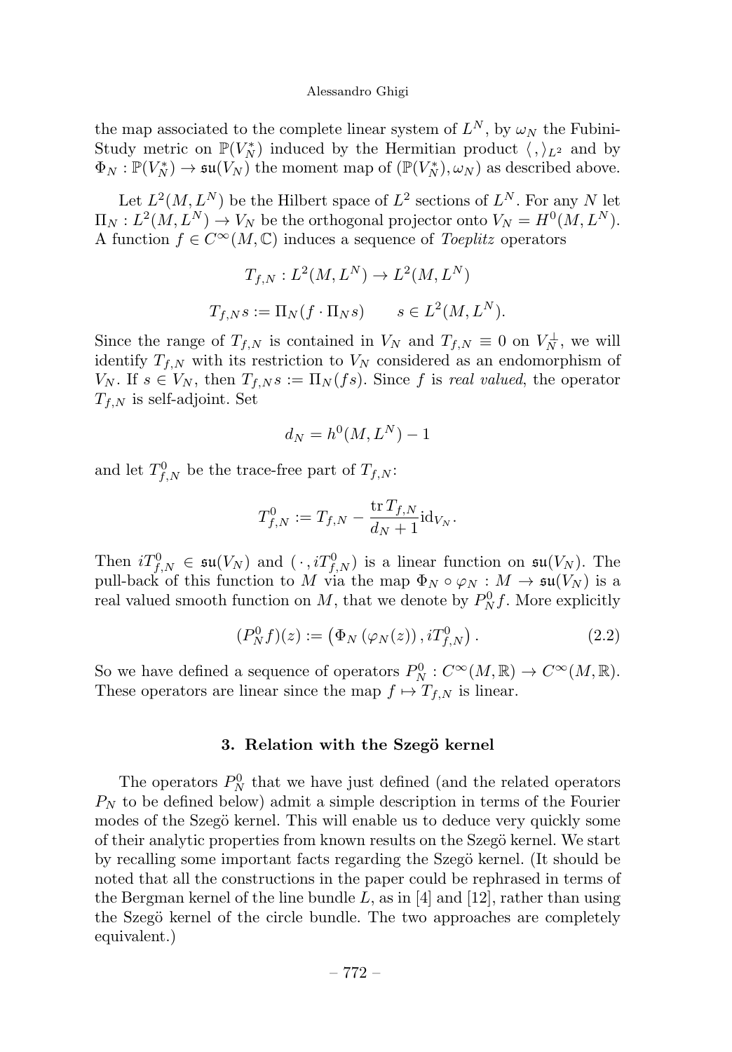the map associated to the complete linear system of $L^N$, by $\omega_N$ the Fubini-Study metric on $\mathbb{P}(V_N^*)$ induced by the Hermitian product $\langle\, ,\rangle_{L^2}$ and by $\Phi_N : \mathbb{P}(V_N^*) \to \mathfrak{su}(V_N)$ the moment map of $(\mathbb{P}(V_N^*), \omega_N)$ as described above.

Let $L^2(M, L^N)$ be the Hilbert space of $L^2$ sections of $L^N$. For any $N$ let $\Pi_N : L^2(M, L^N) \to V_N$ be the orthogonal projector onto $V_N = H^0(M, L^N)$. A function $f \in C^\infty(M, \mathbb{C})$ induces a sequence of *Toeplitz* operators

$$T_{f,N} : L^2(M, L^N) \to L^2(M, L^N)$$

$$T_{f,N} s := \Pi_N(f \cdot \Pi_N s) \qquad s \in L^2(M, L^N).$$

Since the range of $T_{f,N}$ is contained in $V_N$ and $T_{f,N} \equiv 0$ on $V_N^\perp$, we will identify $T_{f,N}$ with its restriction to $V_N$ considered as an endomorphism of $V_N$. If $s \in V_N$, then $T_{f,N} s := \Pi_N(fs)$. Since $f$ is *real valued*, the operator $T_{f,N}$ is self-adjoint. Set

$$d_N = h^0(M, L^N) - 1$$

and let $T^0_{f,N}$ be the trace-free part of $T_{f,N}$:

$$T^0_{f,N} := T_{f,N} - \frac{\operatorname{tr} T_{f,N}}{d_N + 1} \mathrm{id}_{V_N}.$$

Then $iT^0_{f,N} \in \mathfrak{su}(V_N)$ and $(\,\cdot\,, iT^0_{f,N})$ is a linear function on $\mathfrak{su}(V_N)$. The pull-back of this function to $M$ via the map $\Phi_N \circ \varphi_N : M \to \mathfrak{su}(V_N)$ is a real valued smooth function on $M$, that we denote by $P^0_N f$. More explicitly

$$(P^0_N f)(z) := \left(\Phi_N\left(\varphi_N(z)\right), iT^0_{f,N}\right). \tag{2.2}$$

So we have defined a sequence of operators $P^0_N : C^\infty(M, \mathbb{R}) \to C^\infty(M, \mathbb{R})$. These operators are linear since the map $f \mapsto T_{f,N}$ is linear.

## 3. Relation with the Szegö kernel

The operators $P^0_N$ that we have just defined (and the related operators $P_N$ to be defined below) admit a simple description in terms of the Fourier modes of the Szegö kernel. This will enable us to deduce very quickly some of their analytic properties from known results on the Szegö kernel. We start by recalling some important facts regarding the Szegö kernel. (It should be noted that all the constructions in the paper could be rephrased in terms of the Bergman kernel of the line bundle $L$, as in [4] and [12], rather than using the Szegö kernel of the circle bundle. The two approaches are completely equivalent.)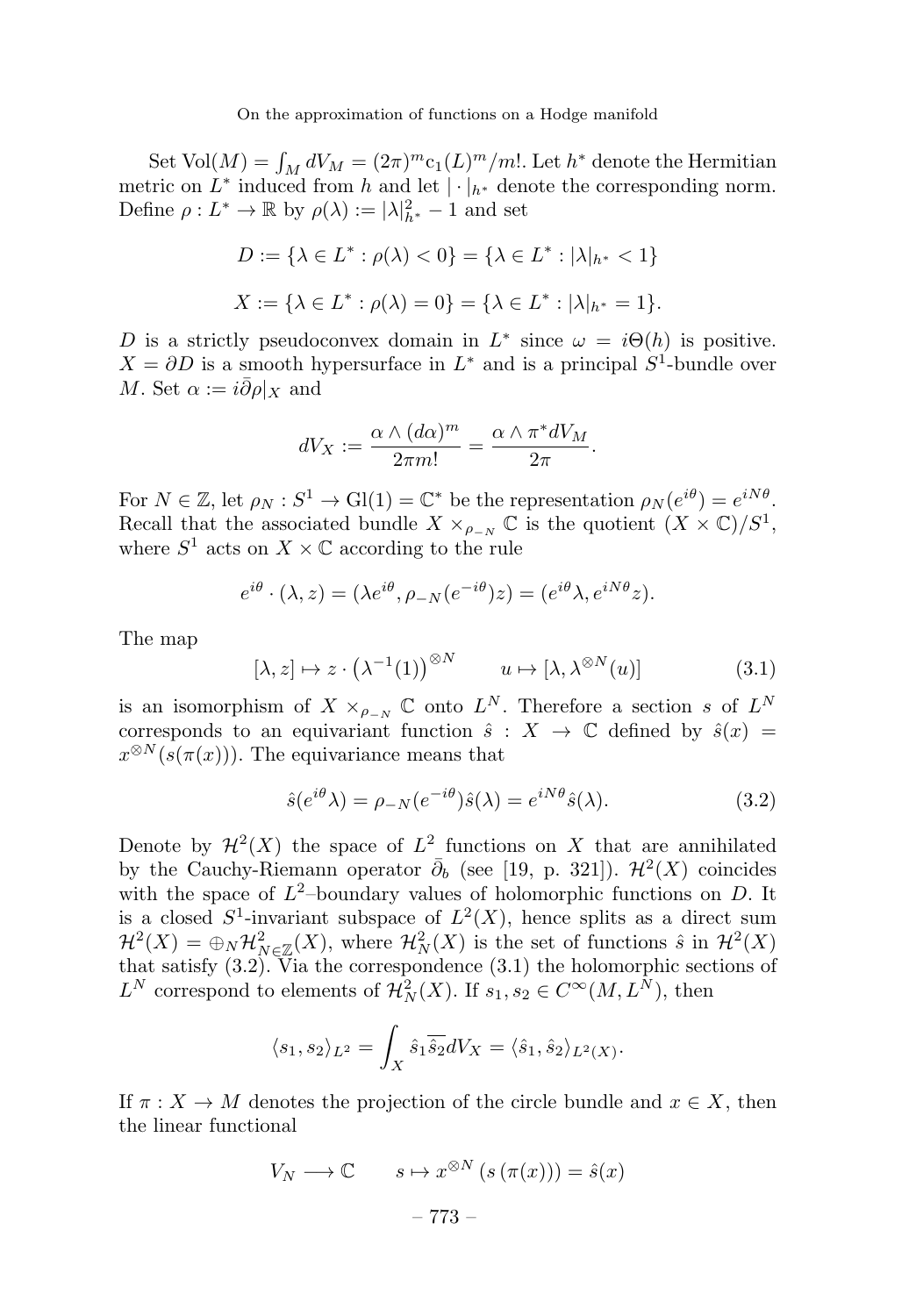Set $\mathrm{Vol}(M) = \int_M dV_M = (2\pi)^m \mathrm{c}_1(L)^m/m!$. Let $h^*$ denote the Hermitian metric on $L^*$ induced from $h$ and let $|\cdot|_{h^*}$ denote the corresponding norm. Define $\rho : L^* \to \mathbb{R}$ by $\rho(\lambda) := |\lambda|^2_{h^*} - 1$ and set

$$D := \{\lambda \in L^* : \rho(\lambda) < 0\} = \{\lambda \in L^* : |\lambda|_{h^*} < 1\}$$

$$X := \{\lambda \in L^* : \rho(\lambda) = 0\} = \{\lambda \in L^* : |\lambda|_{h^*} = 1\}.$$

$D$ is a strictly pseudoconvex domain in $L^*$ since $\omega = i\Theta(h)$ is positive. $X = \partial D$ is a smooth hypersurface in $L^*$ and is a principal $S^1$-bundle over $M$. Set $\alpha := i\bar{\partial}\rho|_X$ and

$$dV_X := \frac{\alpha \wedge (d\alpha)^m}{2\pi m!} = \frac{\alpha \wedge \pi^* dV_M}{2\pi}.$$

For $N \in \mathbb{Z}$, let $\rho_N : S^1 \to \mathrm{Gl}(1) = \mathbb{C}^*$ be the representation $\rho_N(e^{i\theta}) = e^{iN\theta}$. Recall that the associated bundle $X \times_{\rho_{-N}} \mathbb{C}$ is the quotient $(X \times \mathbb{C})/S^1$, where $S^1$ acts on $X \times \mathbb{C}$ according to the rule

$$e^{i\theta} \cdot (\lambda, z) = (\lambda e^{i\theta}, \rho_{-N}(e^{-i\theta})z) = (e^{i\theta}\lambda, e^{iN\theta}z).$$

The map

$$[\lambda, z] \mapsto z \cdot \left(\lambda^{-1}(1)\right)^{\otimes N} \qquad u \mapsto [\lambda, \lambda^{\otimes N}(u)] \tag{3.1}$$

is an isomorphism of $X \times_{\rho_{-N}} \mathbb{C}$ onto $L^N$. Therefore a section $s$ of $L^N$ corresponds to an equivariant function $\hat{s} : X \to \mathbb{C}$ defined by $\hat{s}(x) = x^{\otimes N}(s(\pi(x)))$. The equivariance means that

$$\hat{s}(e^{i\theta}\lambda) = \rho_{-N}(e^{-i\theta})\hat{s}(\lambda) = e^{iN\theta}\hat{s}(\lambda). \tag{3.2}$$

Denote by $\mathcal{H}^2(X)$ the space of $L^2$ functions on $X$ that are annihilated by the Cauchy-Riemann operator $\bar{\partial}_b$ (see [19, p. 321]). $\mathcal{H}^2(X)$ coincides with the space of $L^2$–boundary values of holomorphic functions on $D$. It is a closed $S^1$-invariant subspace of $L^2(X)$, hence splits as a direct sum $\mathcal{H}^2(X) = \oplus_N \mathcal{H}^2_{N \in \mathbb{Z}}(X)$, where $\mathcal{H}^2_N(X)$ is the set of functions $\hat{s}$ in $\mathcal{H}^2(X)$ that satisfy (3.2). Via the correspondence (3.1) the holomorphic sections of $L^N$ correspond to elements of $\mathcal{H}^2_N(X)$. If $s_1, s_2 \in C^\infty(M, L^N)$, then

$$\langle s_1, s_2 \rangle_{L^2} = \int_X \hat{s}_1 \overline{\hat{s}_2} dV_X = \langle \hat{s}_1, \hat{s}_2 \rangle_{L^2(X)}.$$

If $\pi : X \to M$ denotes the projection of the circle bundle and $x \in X$, then the linear functional

$$V_N \longrightarrow \mathbb{C} \qquad s \mapsto x^{\otimes N}\left(s\left(\pi(x)\right)\right) = \hat{s}(x)$$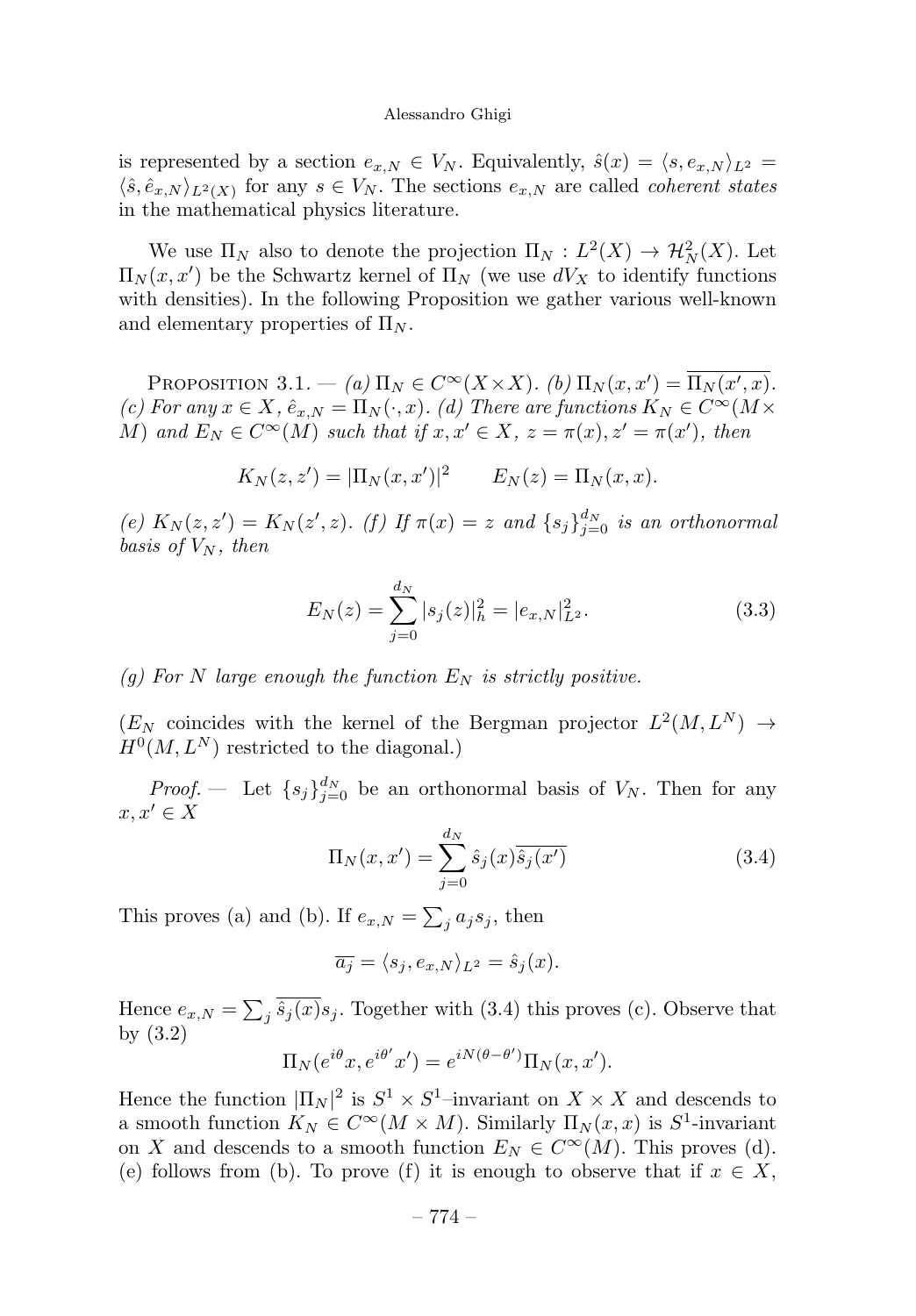is represented by a section $e_{x,N} \in V_N$. Equivalently, $\hat{s}(x) = \langle s, e_{x,N}\rangle_{L^2} = \langle \hat{s}, \hat{e}_{x,N}\rangle_{L^2(X)}$ for any $s \in V_N$. The sections $e_{x,N}$ are called *coherent states* in the mathematical physics literature.

We use $\Pi_N$ also to denote the projection $\Pi_N : L^2(X) \to \mathcal{H}^2_N(X)$. Let $\Pi_N(x,x')$ be the Schwartz kernel of $\Pi_N$ (we use $dV_X$ to identify functions with densities). In the following Proposition we gather various well-known and elementary properties of $\Pi_N$.

PROPOSITION 3.1. — *(a)* $\Pi_N \in C^\infty(X\times X)$. *(b)* $\Pi_N(x,x') = \overline{\Pi_N(x',x)}$. *(c) For any* $x \in X$, $\hat{e}_{x,N} = \Pi_N(\cdot, x)$. *(d) There are functions* $K_N \in C^\infty(M\times M)$ *and* $E_N \in C^\infty(M)$ *such that if* $x, x' \in X$, $z = \pi(x), z' = \pi(x')$, *then*

$$K_N(z,z') = |\Pi_N(x,x')|^2 \qquad E_N(z) = \Pi_N(x,x).$$

*(e)* $K_N(z,z') = K_N(z',z)$. *(f) If* $\pi(x) = z$ *and* $\{s_j\}_{j=0}^{d_N}$ *is an orthonormal basis of* $V_N$, *then*

$$E_N(z) = \sum_{j=0}^{d_N} |s_j(z)|_h^2 = |e_{x,N}|^2_{L^2}. \tag{3.3}$$

*(g) For* $N$ *large enough the function* $E_N$ *is strictly positive.*

($E_N$ coincides with the kernel of the Bergman projector $L^2(M,L^N) \to H^0(M,L^N)$ restricted to the diagonal.)

*Proof.* — Let $\{s_j\}_{j=0}^{d_N}$ be an orthonormal basis of $V_N$. Then for any $x, x' \in X$

$$\Pi_N(x,x') = \sum_{j=0}^{d_N} \hat{s}_j(x)\overline{\hat{s}_j(x')} \tag{3.4}$$

This proves (a) and (b). If $e_{x,N} = \sum_j a_j s_j$, then

$$\overline{a_j} = \langle s_j, e_{x,N}\rangle_{L^2} = \hat{s}_j(x).$$

Hence $e_{x,N} = \sum_j \overline{\hat{s}_j(x)} s_j$. Together with (3.4) this proves (c). Observe that by (3.2)

$$\Pi_N(e^{i\theta}x, e^{i\theta'}x') = e^{iN(\theta-\theta')}\Pi_N(x,x').$$

Hence the function $|\Pi_N|^2$ is $S^1 \times S^1$–invariant on $X \times X$ and descends to a smooth function $K_N \in C^\infty(M\times M)$. Similarly $\Pi_N(x,x)$ is $S^1$-invariant on $X$ and descends to a smooth function $E_N \in C^\infty(M)$. This proves (d). (e) follows from (b). To prove (f) it is enough to observe that if $x \in X$,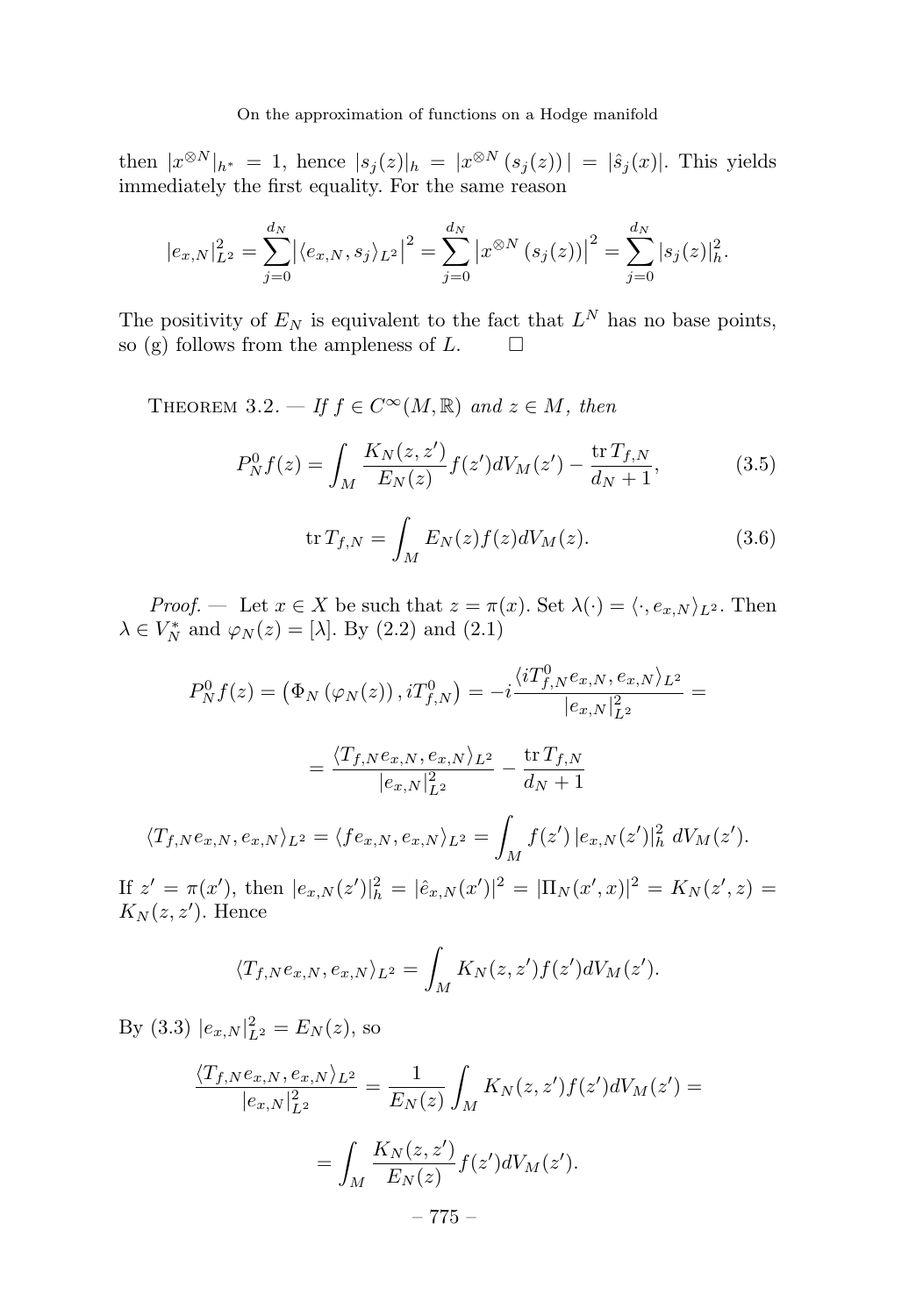then $|x^{\otimes N}|_{h^*} = 1$, hence $|s_j(z)|_h = |x^{\otimes N}(s_j(z))| = |\hat{s}_j(x)|$. This yields immediately the first equality. For the same reason

$$|e_{x,N}|^2_{L^2} = \sum_{j=0}^{d_N} \big|\langle e_{x,N}, s_j\rangle_{L^2}\big|^2 = \sum_{j=0}^{d_N} \big|x^{\otimes N}(s_j(z))\big|^2 = \sum_{j=0}^{d_N} |s_j(z)|^2_h.$$

The positivity of $E_N$ is equivalent to the fact that $L^N$ has no base points, so (g) follows from the ampleness of $L$. $\square$

Theorem 3.2. — *If $f \in C^\infty(M, \mathbb{R})$ and $z \in M$, then*

$$P^0_N f(z) = \int_M \frac{K_N(z,z')}{E_N(z)} f(z') dV_M(z') - \frac{\operatorname{tr} T_{f,N}}{d_N + 1}, \tag{3.5}$$

$$\operatorname{tr} T_{f,N} = \int_M E_N(z) f(z) dV_M(z). \tag{3.6}$$

*Proof.* — Let $x \in X$ be such that $z = \pi(x)$. Set $\lambda(\cdot) = \langle \cdot, e_{x,N}\rangle_{L^2}$. Then $\lambda \in V_N^*$ and $\varphi_N(z) = [\lambda]$. By (2.2) and (2.1)

$$P^0_N f(z) = \left(\Phi_N(\varphi_N(z)), iT^0_{f,N}\right) = -i\frac{\langle iT^0_{f,N} e_{x,N}, e_{x,N}\rangle_{L^2}}{|e_{x,N}|^2_{L^2}} =$$

$$= \frac{\langle T_{f,N} e_{x,N}, e_{x,N}\rangle_{L^2}}{|e_{x,N}|^2_{L^2}} - \frac{\operatorname{tr} T_{f,N}}{d_N + 1}$$

$$\langle T_{f,N} e_{x,N}, e_{x,N}\rangle_{L^2} = \langle f e_{x,N}, e_{x,N}\rangle_{L^2} = \int_M f(z') \, |e_{x,N}(z')|^2_h \; dV_M(z').$$

If $z' = \pi(x')$, then $|e_{x,N}(z')|^2_h = |\hat{e}_{x,N}(x')|^2 = |\Pi_N(x',x)|^2 = K_N(z',z) = K_N(z,z')$. Hence

$$\langle T_{f,N} e_{x,N}, e_{x,N}\rangle_{L^2} = \int_M K_N(z,z') f(z') dV_M(z').$$

By (3.3) $|e_{x,N}|^2_{L^2} = E_N(z)$, so

$$\frac{\langle T_{f,N} e_{x,N}, e_{x,N}\rangle_{L^2}}{|e_{x,N}|^2_{L^2}} = \frac{1}{E_N(z)} \int_M K_N(z,z') f(z') dV_M(z') =$$

$$= \int_M \frac{K_N(z,z')}{E_N(z)} f(z') dV_M(z').$$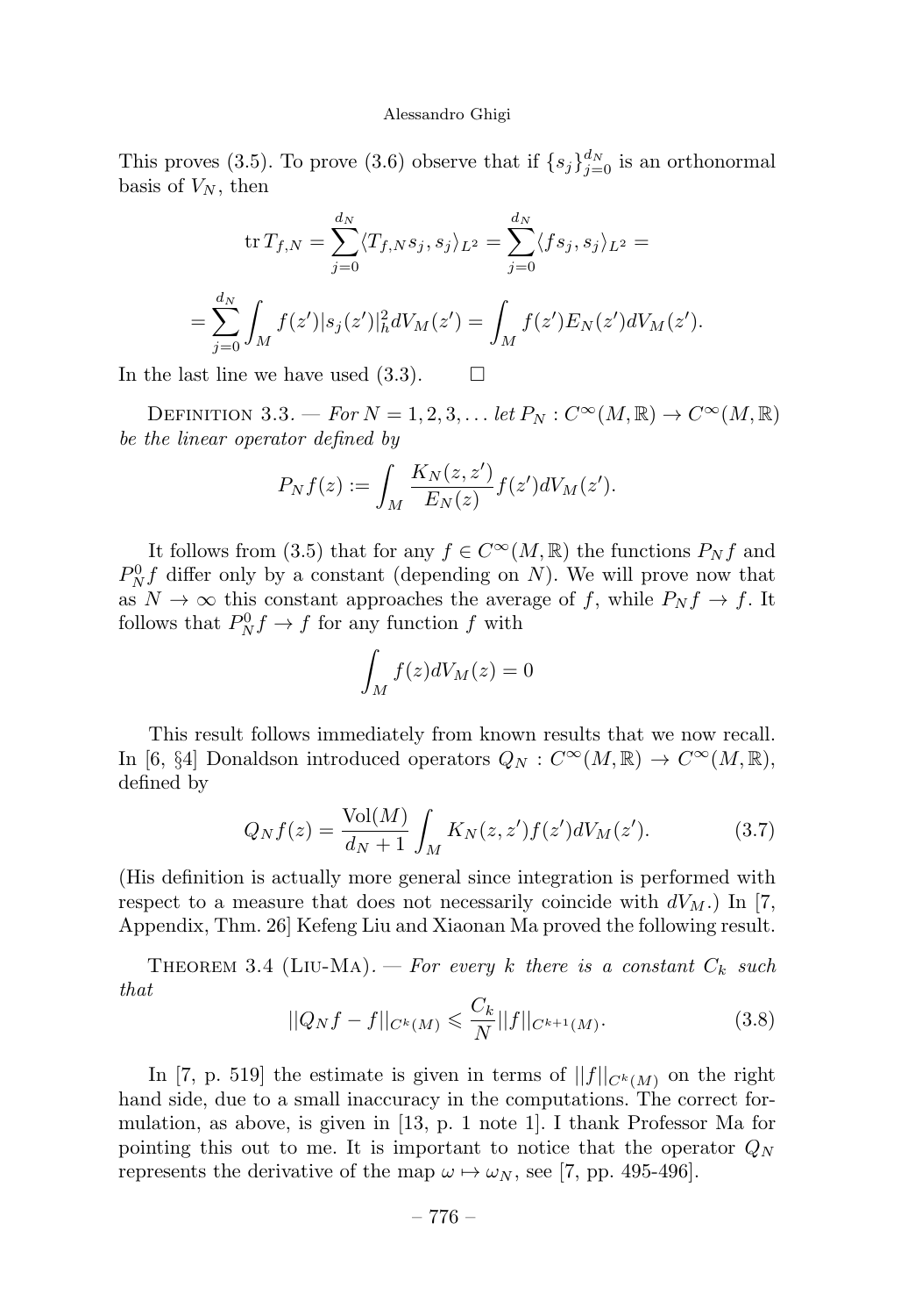This proves (3.5). To prove (3.6) observe that if $\{s_j\}_{j=0}^{d_N}$ is an orthonormal basis of $V_N$, then

$$\operatorname{tr} T_{f,N} = \sum_{j=0}^{d_N} \langle T_{f,N} s_j, s_j \rangle_{L^2} = \sum_{j=0}^{d_N} \langle f s_j, s_j \rangle_{L^2} =$$

$$= \sum_{j=0}^{d_N} \int_M f(z') |s_j(z')|_h^2 dV_M(z') = \int_M f(z') E_N(z') dV_M(z').$$

In the last line we have used (3.3). $\square$

Definition 3.3. — *For $N = 1, 2, 3, \ldots$ let $P_N : C^\infty(M, \mathbb{R}) \to C^\infty(M, \mathbb{R})$ be the linear operator defined by*

$$P_N f(z) := \int_M \frac{K_N(z, z')}{E_N(z)} f(z') dV_M(z').$$

It follows from (3.5) that for any $f \in C^\infty(M, \mathbb{R})$ the functions $P_N f$ and $P_N^0 f$ differ only by a constant (depending on $N$). We will prove now that as $N \to \infty$ this constant approaches the average of $f$, while $P_N f \to f$. It follows that $P_N^0 f \to f$ for any function $f$ with

$$\int_M f(z) dV_M(z) = 0$$

This result follows immediately from known results that we now recall. In [6, §4] Donaldson introduced operators $Q_N : C^\infty(M, \mathbb{R}) \to C^\infty(M, \mathbb{R})$, defined by

$$Q_N f(z) = \frac{\operatorname{Vol}(M)}{d_N + 1} \int_M K_N(z, z') f(z') dV_M(z'). \tag{3.7}$$

(His definition is actually more general since integration is performed with respect to a measure that does not necessarily coincide with $dV_M$.) In [7, Appendix, Thm. 26] Kefeng Liu and Xiaonan Ma proved the following result.

Theorem 3.4 (Liu-Ma). — *For every $k$ there is a constant $C_k$ such that*

$$||Q_N f - f||_{C^k(M)} \leqslant \frac{C_k}{N} ||f||_{C^{k+1}(M)}. \tag{3.8}$$

In [7, p. 519] the estimate is given in terms of $||f||_{C^k(M)}$ on the right hand side, due to a small inaccuracy in the computations. The correct formulation, as above, is given in [13, p. 1 note 1]. I thank Professor Ma for pointing this out to me. It is important to notice that the operator $Q_N$ represents the derivative of the map $\omega \mapsto \omega_N$, see [7, pp. 495-496].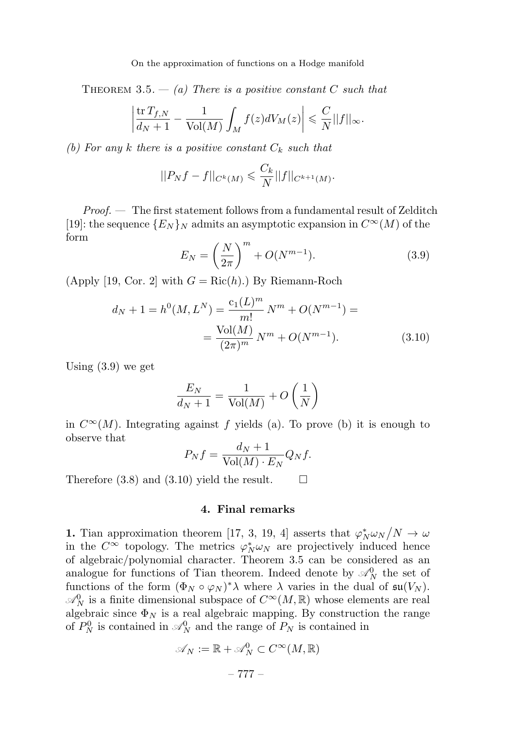THEOREM 3.5. — *(a) There is a positive constant $C$ such that*

$$\left| \frac{\operatorname{tr} T_{f,N}}{d_N + 1} - \frac{1}{\operatorname{Vol}(M)} \int_M f(z) dV_M(z) \right| \leqslant \frac{C}{N} ||f||_\infty.$$

*(b) For any $k$ there is a positive constant $C_k$ such that*

$$||P_N f - f||_{C^k(M)} \leqslant \frac{C_k}{N} ||f||_{C^{k+1}(M)}.$$

*Proof.* — The first statement follows from a fundamental result of Zelditch [19]: the sequence $\{E_N\}_N$ admits an asymptotic expansion in $C^\infty(M)$ of the form

$$E_N = \left(\frac{N}{2\pi}\right)^m + O(N^{m-1}). \tag{3.9}$$

(Apply [19, Cor. 2] with $G = \operatorname{Ric}(h)$.) By Riemann-Roch

$$\begin{aligned} d_N + 1 = h^0(M, L^N) = \frac{\mathrm{c}_1(L)^m}{m!} N^m + O(N^{m-1}) = \\ = \frac{\operatorname{Vol}(M)}{(2\pi)^m} N^m + O(N^{m-1}). \end{aligned} \tag{3.10}$$

Using (3.9) we get

$$\frac{E_N}{d_N + 1} = \frac{1}{\operatorname{Vol}(M)} + O\left(\frac{1}{N}\right)$$

in $C^\infty(M)$. Integrating against $f$ yields (a). To prove (b) it is enough to observe that

$$P_N f = \frac{d_N + 1}{\operatorname{Vol}(M) \cdot E_N} Q_N f.$$

Therefore (3.8) and (3.10) yield the result. □

## 4. Final remarks

**1.** Tian approximation theorem [17, 3, 19, 4] asserts that $\varphi_N^* \omega_N / N \to \omega$ in the $C^\infty$ topology. The metrics $\varphi_N^* \omega_N$ are projectively induced hence of algebraic/polynomial character. Theorem 3.5 can be considered as an analogue for functions of Tian theorem. Indeed denote by $\mathscr{A}_N^0$ the set of functions of the form $(\Phi_N \circ \varphi_N)^* \lambda$ where $\lambda$ varies in the dual of $\mathfrak{su}(V_N)$. $\mathscr{A}_N^0$ is a finite dimensional subspace of $C^\infty(M, \mathbb{R})$ whose elements are real algebraic since $\Phi_N$ is a real algebraic mapping. By construction the range of $P_N^0$ is contained in $\mathscr{A}_N^0$ and the range of $P_N$ is contained in

$$\mathscr{A}_N := \mathbb{R} + \mathscr{A}_N^0 \subset C^\infty(M, \mathbb{R})$$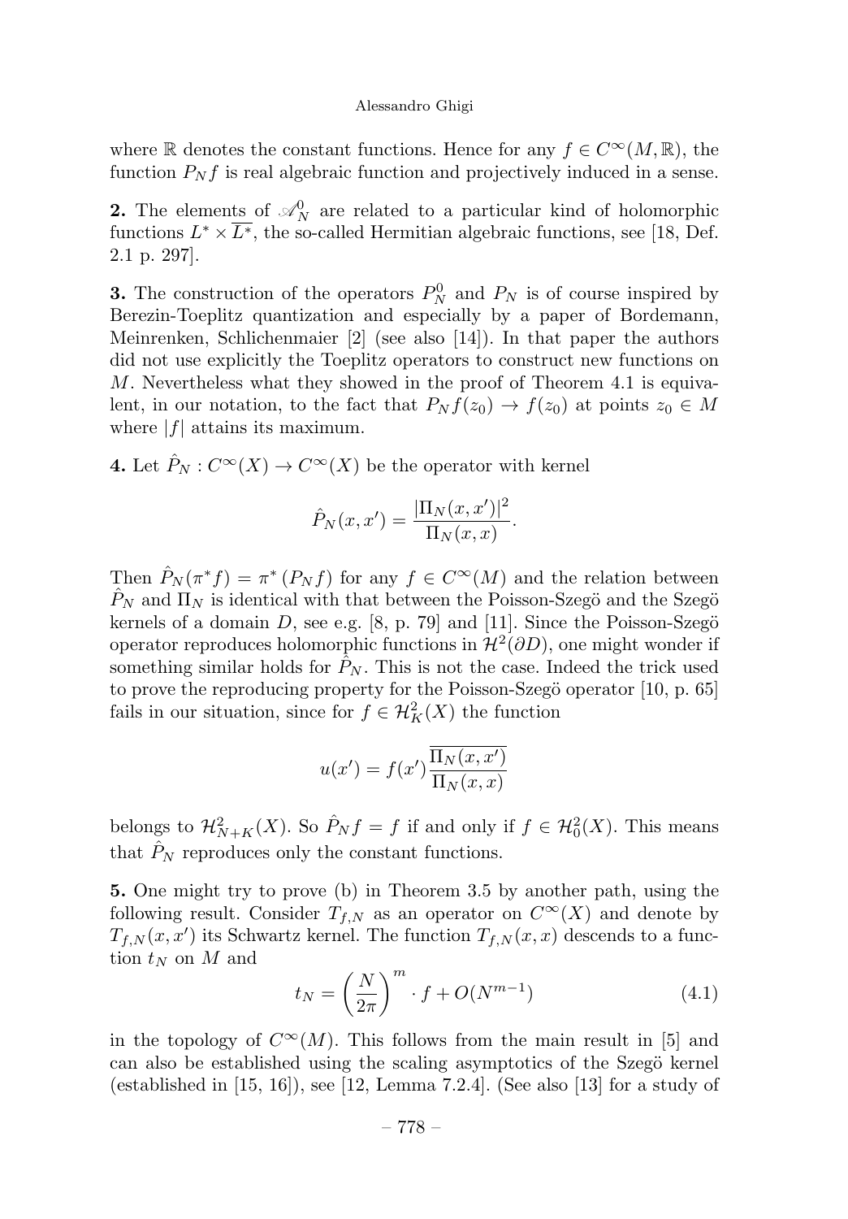where $\mathbb{R}$ denotes the constant functions. Hence for any $f \in C^\infty(M, \mathbb{R})$, the function $P_N f$ is real algebraic function and projectively induced in a sense.

**2.** The elements of $\mathscr{A}_N^0$ are related to a particular kind of holomorphic functions $L^* \times \overline{L^*}$, the so-called Hermitian algebraic functions, see [18, Def. 2.1 p. 297].

**3.** The construction of the operators $P_N^0$ and $P_N$ is of course inspired by Berezin-Toeplitz quantization and especially by a paper of Bordemann, Meinrenken, Schlichenmaier [2] (see also [14]). In that paper the authors did not use explicitly the Toeplitz operators to construct new functions on $M$. Nevertheless what they showed in the proof of Theorem 4.1 is equivalent, in our notation, to the fact that $P_N f(z_0) \to f(z_0)$ at points $z_0 \in M$ where $|f|$ attains its maximum.

**4.** Let $\hat{P}_N : C^\infty(X) \to C^\infty(X)$ be the operator with kernel

$$\hat{P}_N(x, x') = \frac{|\Pi_N(x, x')|^2}{\Pi_N(x, x)}.$$

Then $\hat{P}_N(\pi^* f) = \pi^* (P_N f)$ for any $f \in C^\infty(M)$ and the relation between $\hat{P}_N$ and $\Pi_N$ is identical with that between the Poisson-Szegö and the Szegö kernels of a domain $D$, see e.g. [8, p. 79] and [11]. Since the Poisson-Szegö operator reproduces holomorphic functions in $\mathcal{H}^2(\partial D)$, one might wonder if something similar holds for $\hat{P}_N$. This is not the case. Indeed the trick used to prove the reproducing property for the Poisson-Szegö operator [10, p. 65] fails in our situation, since for $f \in \mathcal{H}^2_K(X)$ the function

$$u(x') = f(x') \frac{\overline{\Pi_N(x, x')}}{\Pi_N(x, x)}$$

belongs to $\mathcal{H}^2_{N+K}(X)$. So $\hat{P}_N f = f$ if and only if $f \in \mathcal{H}^2_0(X)$. This means that $\hat{P}_N$ reproduces only the constant functions.

**5.** One might try to prove (b) in Theorem 3.5 by another path, using the following result. Consider $T_{f,N}$ as an operator on $C^\infty(X)$ and denote by $T_{f,N}(x, x')$ its Schwartz kernel. The function $T_{f,N}(x, x)$ descends to a function $t_N$ on $M$ and

$$t_N = \left(\frac{N}{2\pi}\right)^m \cdot f + O(N^{m-1}) \tag{4.1}$$

in the topology of $C^\infty(M)$. This follows from the main result in [5] and can also be established using the scaling asymptotics of the Szegö kernel (established in [15, 16]), see [12, Lemma 7.2.4]. (See also [13] for a study of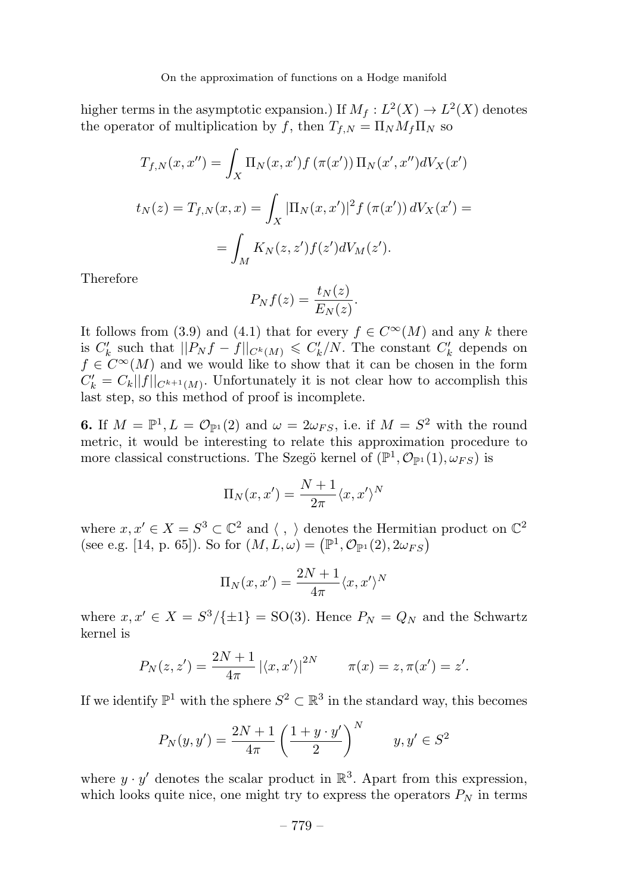higher terms in the asymptotic expansion.) If $M_f : L^2(X) \to L^2(X)$ denotes the operator of multiplication by $f$, then $T_{f,N} = \Pi_N M_f \Pi_N$ so

$$T_{f,N}(x, x'') = \int_X \Pi_N(x, x') f(\pi(x')) \Pi_N(x', x'') dV_X(x')$$

$$t_N(z) = T_{f,N}(x, x) = \int_X |\Pi_N(x, x')|^2 f(\pi(x')) dV_X(x') =$$

$$= \int_M K_N(z, z') f(z') dV_M(z').$$

Therefore

$$P_N f(z) = \frac{t_N(z)}{E_N(z)}.$$

It follows from (3.9) and (4.1) that for every $f \in C^\infty(M)$ and any $k$ there is $C_k'$ such that $||P_N f - f||_{C^k(M)} \leqslant C_k'/N$. The constant $C_k'$ depends on $f \in C^\infty(M)$ and we would like to show that it can be chosen in the form $C_k' = C_k ||f||_{C^{k+1}(M)}$. Unfortunately it is not clear how to accomplish this last step, so this method of proof is incomplete.

**6.** If $M = \mathbb{P}^1, L = \mathcal{O}_{\mathbb{P}^1}(2)$ and $\omega = 2\omega_{FS}$, i.e. if $M = S^2$ with the round metric, it would be interesting to relate this approximation procedure to more classical constructions. The Szegö kernel of $(\mathbb{P}^1, \mathcal{O}_{\mathbb{P}^1}(1), \omega_{FS})$ is

$$\Pi_N(x, x') = \frac{N+1}{2\pi} \langle x, x' \rangle^N$$

where $x, x' \in X = S^3 \subset \mathbb{C}^2$ and $\langle \ , \ \rangle$ denotes the Hermitian product on $\mathbb{C}^2$ (see e.g. [14, p. 65]). So for $(M, L, \omega) = \left(\mathbb{P}^1, \mathcal{O}_{\mathbb{P}^1}(2), 2\omega_{FS}\right)$

$$\Pi_N(x, x') = \frac{2N+1}{4\pi} \langle x, x' \rangle^N$$

where $x, x' \in X = S^3/\{\pm 1\} = \mathrm{SO}(3)$. Hence $P_N = Q_N$ and the Schwartz kernel is

$$P_N(z, z') = \frac{2N+1}{4\pi} \left|\langle x, x' \rangle\right|^{2N} \qquad \pi(x) = z, \pi(x') = z'.$$

If we identify $\mathbb{P}^1$ with the sphere $S^2 \subset \mathbb{R}^3$ in the standard way, this becomes

$$P_N(y, y') = \frac{2N+1}{4\pi} \left( \frac{1 + y \cdot y'}{2} \right)^N \qquad y, y' \in S^2$$

where $y \cdot y'$ denotes the scalar product in $\mathbb{R}^3$. Apart from this expression, which looks quite nice, one might try to express the operators $P_N$ in terms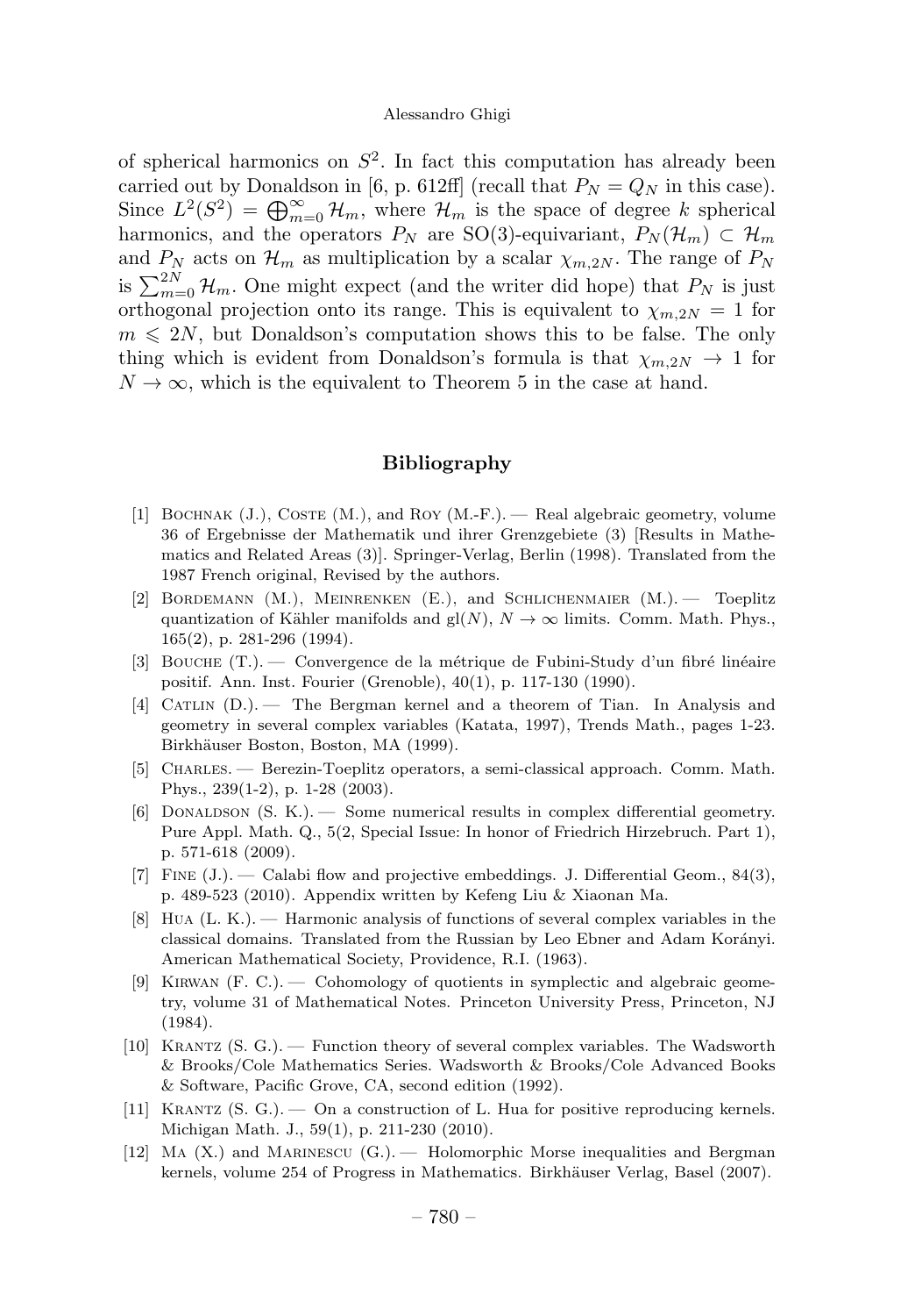of spherical harmonics on $S^2$. In fact this computation has already been carried out by Donaldson in [6, p. 612ff] (recall that $P_N = Q_N$ in this case). Since $L^2(S^2) = \bigoplus_{m=0}^{\infty} \mathcal{H}_m$, where $\mathcal{H}_m$ is the space of degree $k$ spherical harmonics, and the operators $P_N$ are SO(3)-equivariant, $P_N(\mathcal{H}_m) \subset \mathcal{H}_m$ and $P_N$ acts on $\mathcal{H}_m$ as multiplication by a scalar $\chi_{m,2N}$. The range of $P_N$ is $\sum_{m=0}^{2N} \mathcal{H}_m$. One might expect (and the writer did hope) that $P_N$ is just orthogonal projection onto its range. This is equivalent to $\chi_{m,2N} = 1$ for $m \leqslant 2N$, but Donaldson's computation shows this to be false. The only thing which is evident from Donaldson's formula is that $\chi_{m,2N} \to 1$ for $N \to \infty$, which is the equivalent to Theorem 5 in the case at hand.

## Bibliography

[1] Bochnak (J.), Coste (M.), and Roy (M.-F.). — Real algebraic geometry, volume 36 of Ergebnisse der Mathematik und ihrer Grenzgebiete (3) [Results in Mathematics and Related Areas (3)]. Springer-Verlag, Berlin (1998). Translated from the 1987 French original, Revised by the authors.

[2] Bordemann (M.), Meinrenken (E.), and Schlichenmaier (M.). — Toeplitz quantization of Kähler manifolds and gl($N$), $N \to \infty$ limits. Comm. Math. Phys., 165(2), p. 281-296 (1994).

[3] Bouche (T.). — Convergence de la métrique de Fubini-Study d'un fibré linéaire positif. Ann. Inst. Fourier (Grenoble), 40(1), p. 117-130 (1990).

[4] Catlin (D.). — The Bergman kernel and a theorem of Tian. In Analysis and geometry in several complex variables (Katata, 1997), Trends Math., pages 1-23. Birkhäuser Boston, Boston, MA (1999).

[5] Charles. — Berezin-Toeplitz operators, a semi-classical approach. Comm. Math. Phys., 239(1-2), p. 1-28 (2003).

[6] Donaldson (S. K.). — Some numerical results in complex differential geometry. Pure Appl. Math. Q., 5(2, Special Issue: In honor of Friedrich Hirzebruch. Part 1), p. 571-618 (2009).

[7] Fine (J.). — Calabi flow and projective embeddings. J. Differential Geom., 84(3), p. 489-523 (2010). Appendix written by Kefeng Liu & Xiaonan Ma.

[8] Hua (L. K.). — Harmonic analysis of functions of several complex variables in the classical domains. Translated from the Russian by Leo Ebner and Adam Korányi. American Mathematical Society, Providence, R.I. (1963).

[9] Kirwan (F. C.). — Cohomology of quotients in symplectic and algebraic geometry, volume 31 of Mathematical Notes. Princeton University Press, Princeton, NJ (1984).

[10] Krantz (S. G.). — Function theory of several complex variables. The Wadsworth & Brooks/Cole Mathematics Series. Wadsworth & Brooks/Cole Advanced Books & Software, Pacific Grove, CA, second edition (1992).

[11] Krantz (S. G.). — On a construction of L. Hua for positive reproducing kernels. Michigan Math. J., 59(1), p. 211-230 (2010).

[12] Ma (X.) and Marinescu (G.). — Holomorphic Morse inequalities and Bergman kernels, volume 254 of Progress in Mathematics. Birkhäuser Verlag, Basel (2007).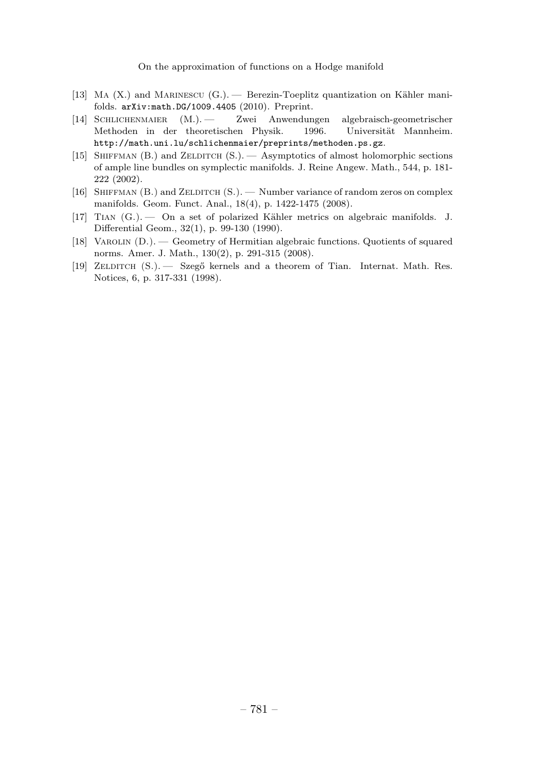[13] Ma (X.) and Marinescu (G.). — Berezin-Toeplitz quantization on Kähler manifolds. arXiv:math.DG/1009.4405 (2010). Preprint.

[14] Schlichenmaier (M.). — Zwei Anwendungen algebraisch-geometrischer Methoden in der theoretischen Physik. 1996. Universität Mannheim. http://math.uni.lu/schlichenmaier/preprints/methoden.ps.gz.

[15] Shiffman (B.) and Zelditch (S.). — Asymptotics of almost holomorphic sections of ample line bundles on symplectic manifolds. J. Reine Angew. Math., 544, p. 181-222 (2002).

[16] Shiffman (B.) and Zelditch (S.). — Number variance of random zeros on complex manifolds. Geom. Funct. Anal., 18(4), p. 1422-1475 (2008).

[17] Tian (G.). — On a set of polarized Kähler metrics on algebraic manifolds. J. Differential Geom., 32(1), p. 99-130 (1990).

[18] Varolin (D.). — Geometry of Hermitian algebraic functions. Quotients of squared norms. Amer. J. Math., 130(2), p. 291-315 (2008).

[19] Zelditch (S.). — Szegő kernels and a theorem of Tian. Internat. Math. Res. Notices, 6, p. 317-331 (1998).